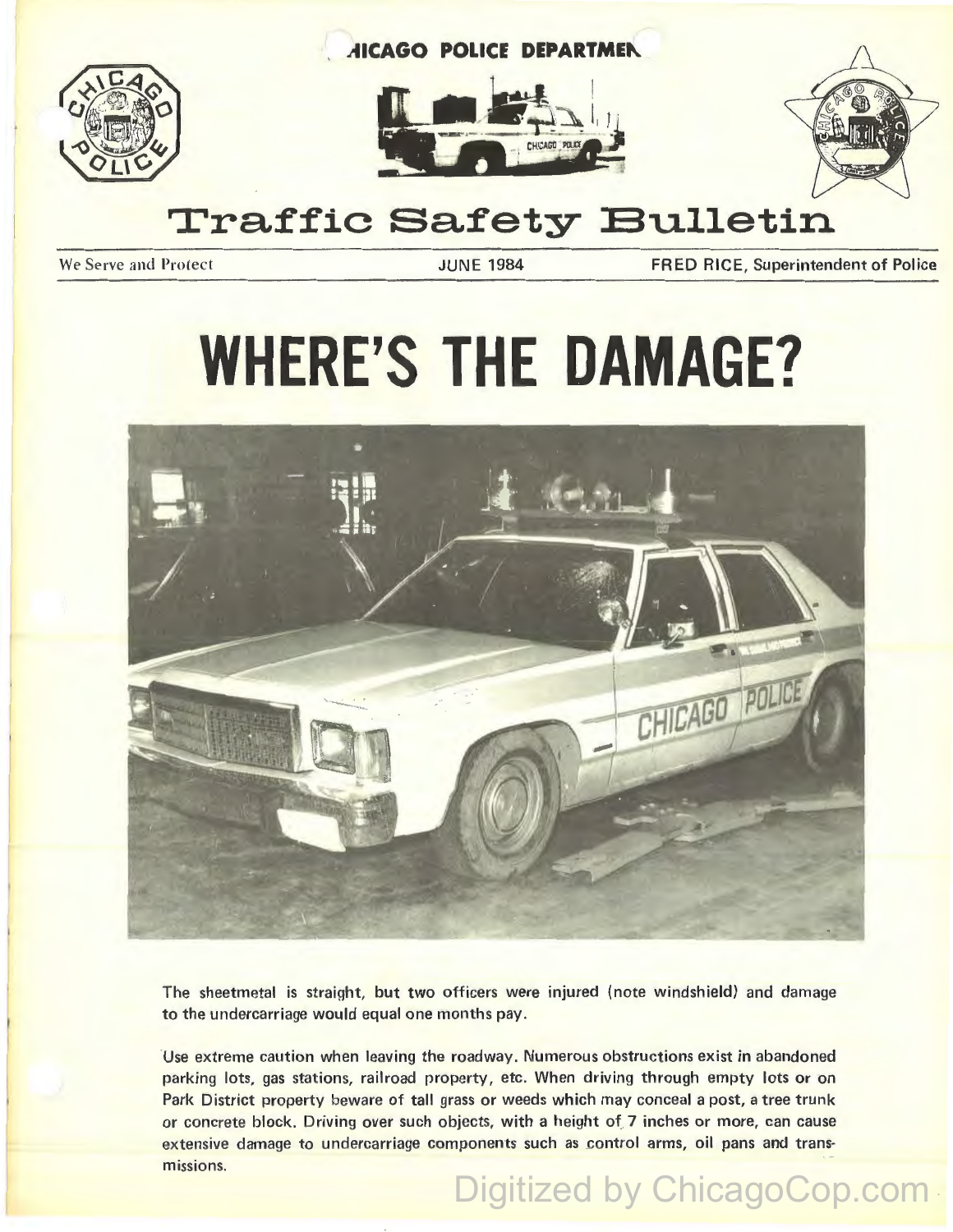CHICAGO POLICE DEPARTMENT

# Traffic Safety Bulletin

We Serve and Protect | JUNE 1984 | FRED RICE, Superintendent of Police

# WHERE'S THE DAMAGE?

The sheetmetal is straight, but two officers were injured (note windshield) and damage to the undercarriage would equal one months pay.

Use extreme caution when leaving the roadway. Numerous obstructions exist in abandoned parking lots, gas stations, railroad property, etc. When driving through empty lots or on Park District property beware of tall grass or weeds which may conceal a post, a tree trunk or concrete block. Driving over such objects, with a height of 7 inches or more, can cause extensive damage to undercarriage components such as control arms, oil pans and transmissions.

Digitized by ChicagoCop.com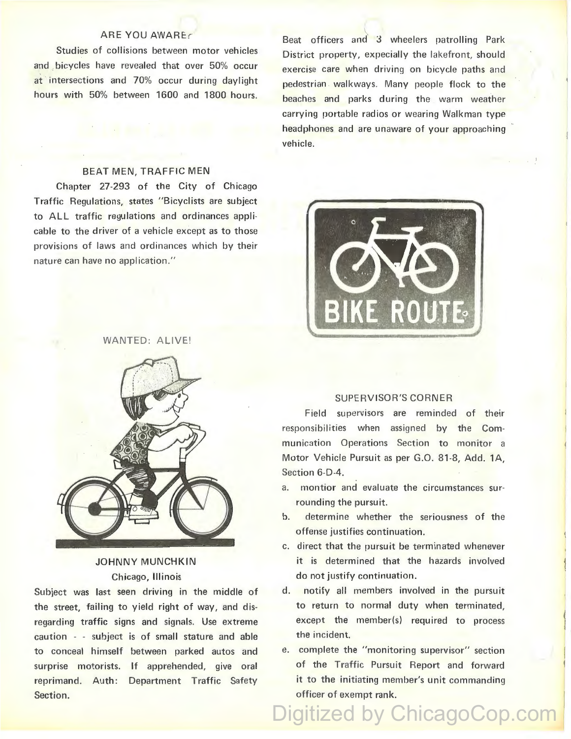## ARE YOU AWARE?

Studies of collisions between motor vehicles and bicycles have revealed that over 50% occur at intersections and 70% occur during daylight hours with 50% between 1600 and 1800 hours.

## BEAT MEN, TRAFFIC MEN

Chapter 27-293 of the City of Chicago Traffic Regulations, states "Bicyclists are subject to ALL traffic regulations and ordinances applicable to the driver of a vehicle except as to those provisions of laws and ordinances which by their nature can have no application."

## WANTED: ALIVE!

JOHNNY MUNCHKIN
Chicago, Illinois

Subject was last seen driving in the middle of the street, failing to yield right of way, and disregarding traffic signs and signals. Use extreme caution - - subject is of small stature and able to conceal himself between parked autos and surprise motorists. If apprehended, give oral reprimand. Auth: Department Traffic Safety Section.

Beat officers and 3 wheelers patrolling Park District property, expecially the lakefront, should exercise care when driving on bicycle paths and pedestrian walkways. Many people flock to the beaches and parks during the warm weather carrying portable radios or wearing Walkman type headphones and are unaware of your approaching vehicle.

BIKE ROUTE

## SUPERVISOR'S CORNER

Field supervisors are reminded of their responsibilities when assigned by the Communication Operations Section to monitor a Motor Vehicle Pursuit as per G.O. 81-8, Add. 1A, Section 6-D-4.

a. montior and evaluate the circumstances surrounding the pursuit.
b. determine whether the seriousness of the offense justifies continuation.
c. direct that the pursuit be terminated whenever it is determined that the hazards involved do not justify continuation.
d. notify all members involved in the pursuit to return to normal duty when terminated, except the member(s) required to process the incident.
e. complete the "monitoring supervisor" section of the Traffic Pursuit Report and forward it to the initiating member's unit commanding officer of exempt rank.